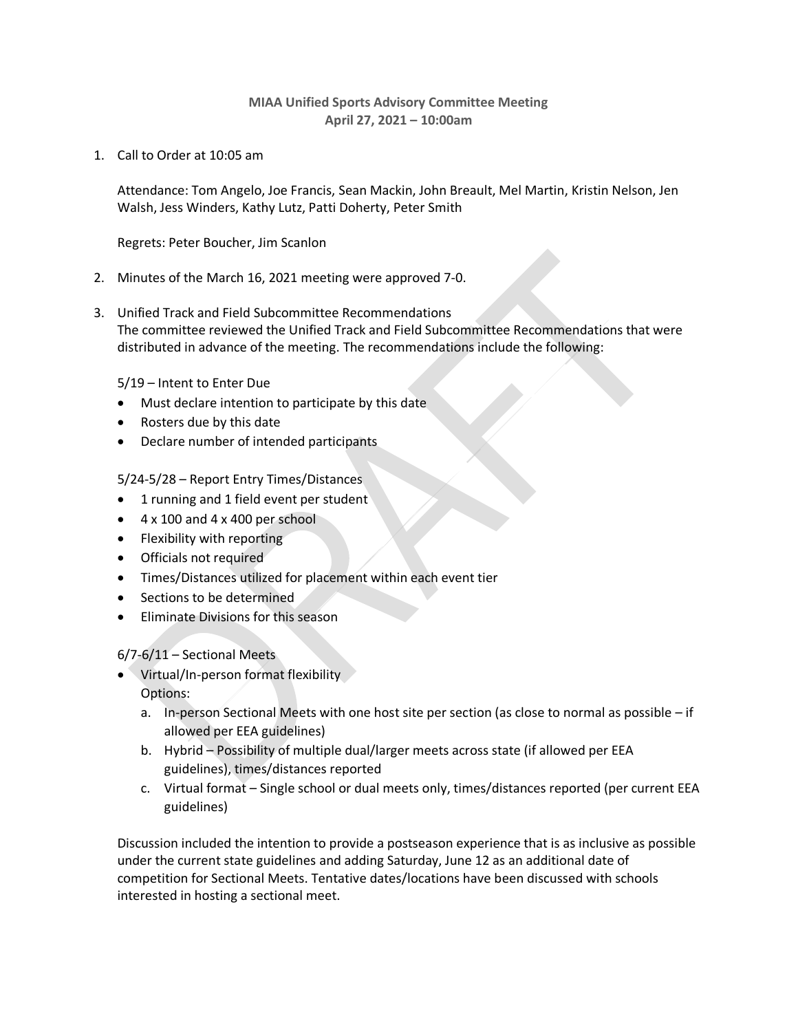**MIAA Unified Sports Advisory Committee Meeting**
**April 27, 2021 – 10:00am**

1. Call to Order at 10:05 am

   Attendance: Tom Angelo, Joe Francis, Sean Mackin, John Breault, Mel Martin, Kristin Nelson, Jen Walsh, Jess Winders, Kathy Lutz, Patti Doherty, Peter Smith

   Regrets: Peter Boucher, Jim Scanlon

2. Minutes of the March 16, 2021 meeting were approved 7-0.

3. Unified Track and Field Subcommittee Recommendations
   The committee reviewed the Unified Track and Field Subcommittee Recommendations that were distributed in advance of the meeting. The recommendations include the following:

   5/19 – Intent to Enter Due
   - Must declare intention to participate by this date
   - Rosters due by this date
   - Declare number of intended participants

   5/24-5/28 – Report Entry Times/Distances
   - 1 running and 1 field event per student
   - 4 x 100 and 4 x 400 per school
   - Flexibility with reporting
   - Officials not required
   - Times/Distances utilized for placement within each event tier
   - Sections to be determined
   - Eliminate Divisions for this season

   6/7-6/11 – Sectional Meets
   - Virtual/In-person format flexibility
     Options:
     a. In-person Sectional Meets with one host site per section (as close to normal as possible – if allowed per EEA guidelines)
     b. Hybrid – Possibility of multiple dual/larger meets across state (if allowed per EEA guidelines), times/distances reported
     c. Virtual format – Single school or dual meets only, times/distances reported (per current EEA guidelines)

   Discussion included the intention to provide a postseason experience that is as inclusive as possible under the current state guidelines and adding Saturday, June 12 as an additional date of competition for Sectional Meets. Tentative dates/locations have been discussed with schools interested in hosting a sectional meet.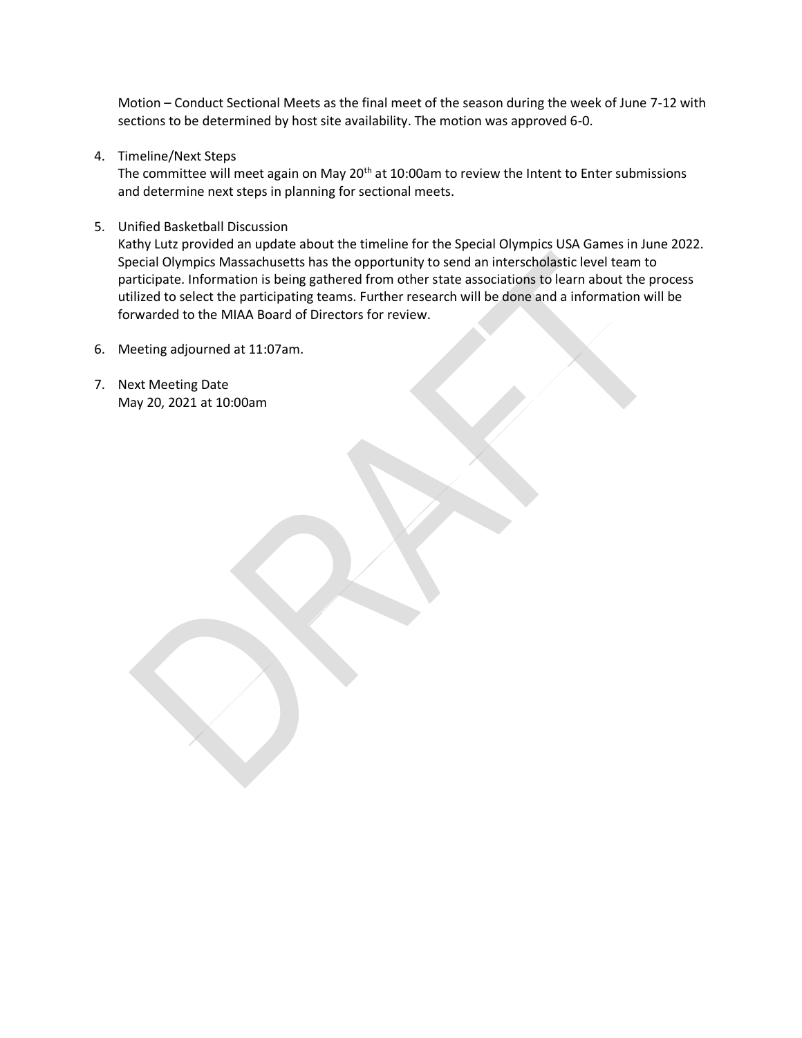Motion – Conduct Sectional Meets as the final meet of the season during the week of June 7-12 with sections to be determined by host site availability. The motion was approved 6-0.

4. Timeline/Next Steps
   The committee will meet again on May 20th at 10:00am to review the Intent to Enter submissions and determine next steps in planning for sectional meets.

5. Unified Basketball Discussion
   Kathy Lutz provided an update about the timeline for the Special Olympics USA Games in June 2022. Special Olympics Massachusetts has the opportunity to send an interscholastic level team to participate. Information is being gathered from other state associations to learn about the process utilized to select the participating teams. Further research will be done and a information will be forwarded to the MIAA Board of Directors for review.

6. Meeting adjourned at 11:07am.

7. Next Meeting Date
   May 20, 2021 at 10:00am

DRAFT